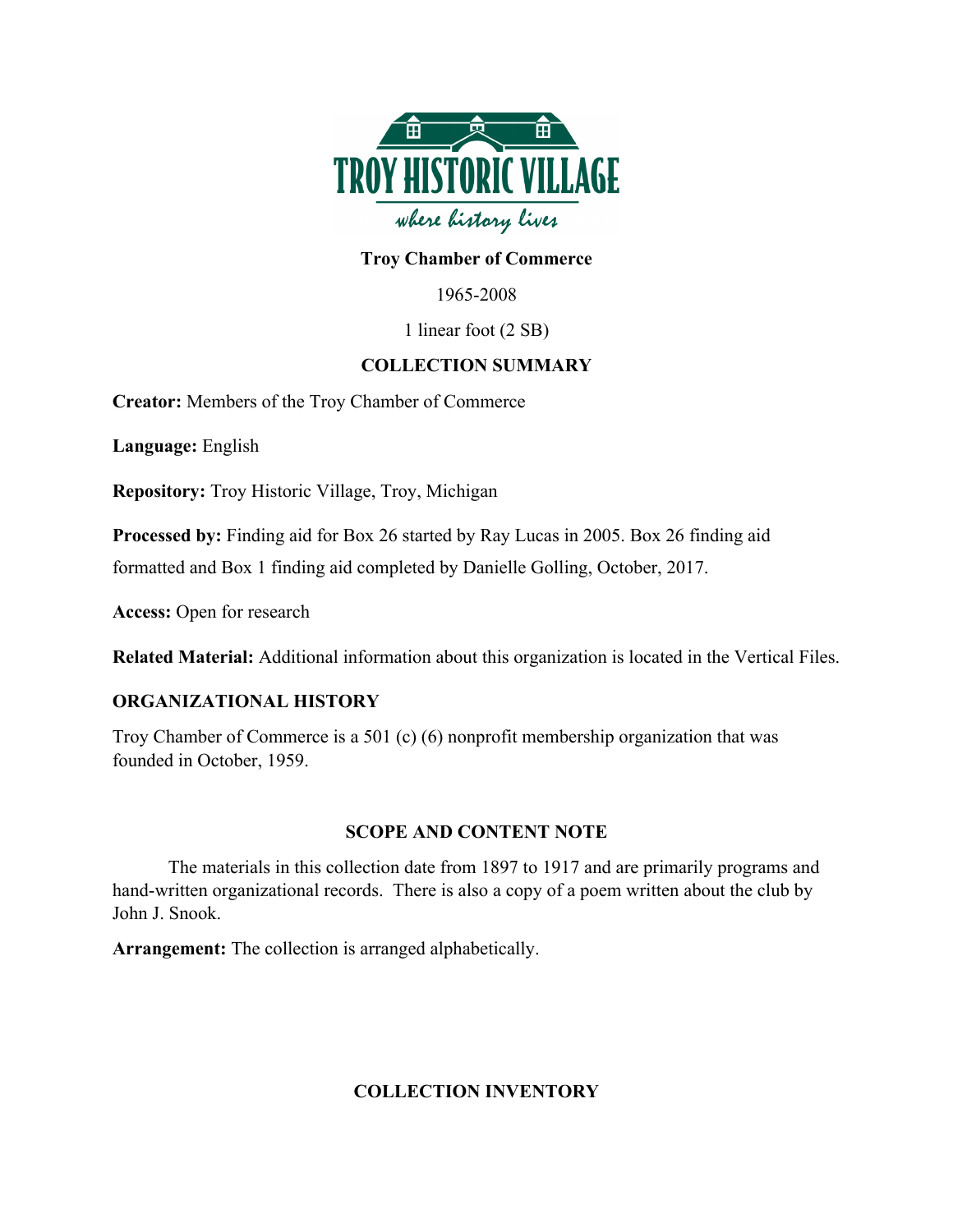TROY HISTORIC VILLAGE

*where history lives*

**Troy Chamber of Commerce**

1965-2008

1 linear foot (2 SB)

## COLLECTION SUMMARY

**Creator:** Members of the Troy Chamber of Commerce

**Language:** English

**Repository:** Troy Historic Village, Troy, Michigan

**Processed by:** Finding aid for Box 26 started by Ray Lucas in 2005. Box 26 finding aid formatted and Box 1 finding aid completed by Danielle Golling, October, 2017.

**Access:** Open for research

**Related Material:** Additional information about this organization is located in the Vertical Files.

## ORGANIZATIONAL HISTORY

Troy Chamber of Commerce is a 501 (c) (6) nonprofit membership organization that was founded in October, 1959.

## SCOPE AND CONTENT NOTE

The materials in this collection date from 1897 to 1917 and are primarily programs and hand-written organizational records. There is also a copy of a poem written about the club by John J. Snook.

**Arrangement:** The collection is arranged alphabetically.

## COLLECTION INVENTORY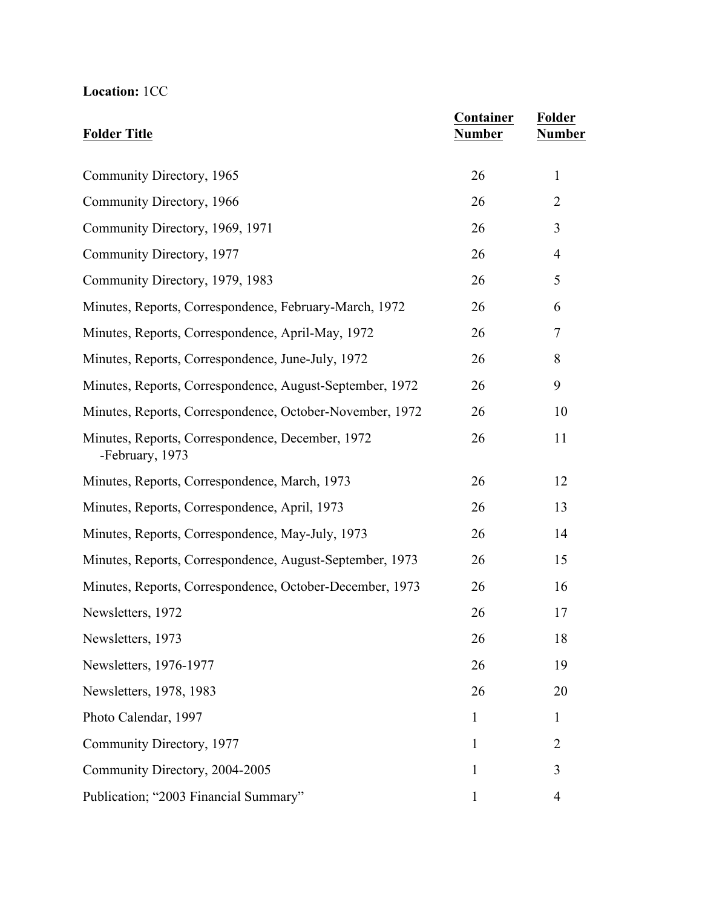**Location:** 1CC

| Folder Title | Container Number | Folder Number |
|---|---|---|
| Community Directory, 1965 | 26 | 1 |
| Community Directory, 1966 | 26 | 2 |
| Community Directory, 1969, 1971 | 26 | 3 |
| Community Directory, 1977 | 26 | 4 |
| Community Directory, 1979, 1983 | 26 | 5 |
| Minutes, Reports, Correspondence, February-March, 1972 | 26 | 6 |
| Minutes, Reports, Correspondence, April-May, 1972 | 26 | 7 |
| Minutes, Reports, Correspondence, June-July, 1972 | 26 | 8 |
| Minutes, Reports, Correspondence, August-September, 1972 | 26 | 9 |
| Minutes, Reports, Correspondence, October-November, 1972 | 26 | 10 |
| Minutes, Reports, Correspondence, December, 1972 -February, 1973 | 26 | 11 |
| Minutes, Reports, Correspondence, March, 1973 | 26 | 12 |
| Minutes, Reports, Correspondence, April, 1973 | 26 | 13 |
| Minutes, Reports, Correspondence, May-July, 1973 | 26 | 14 |
| Minutes, Reports, Correspondence, August-September, 1973 | 26 | 15 |
| Minutes, Reports, Correspondence, October-December, 1973 | 26 | 16 |
| Newsletters, 1972 | 26 | 17 |
| Newsletters, 1973 | 26 | 18 |
| Newsletters, 1976-1977 | 26 | 19 |
| Newsletters, 1978, 1983 | 26 | 20 |
| Photo Calendar, 1997 | 1 | 1 |
| Community Directory, 1977 | 1 | 2 |
| Community Directory, 2004-2005 | 1 | 3 |
| Publication; "2003 Financial Summary" | 1 | 4 |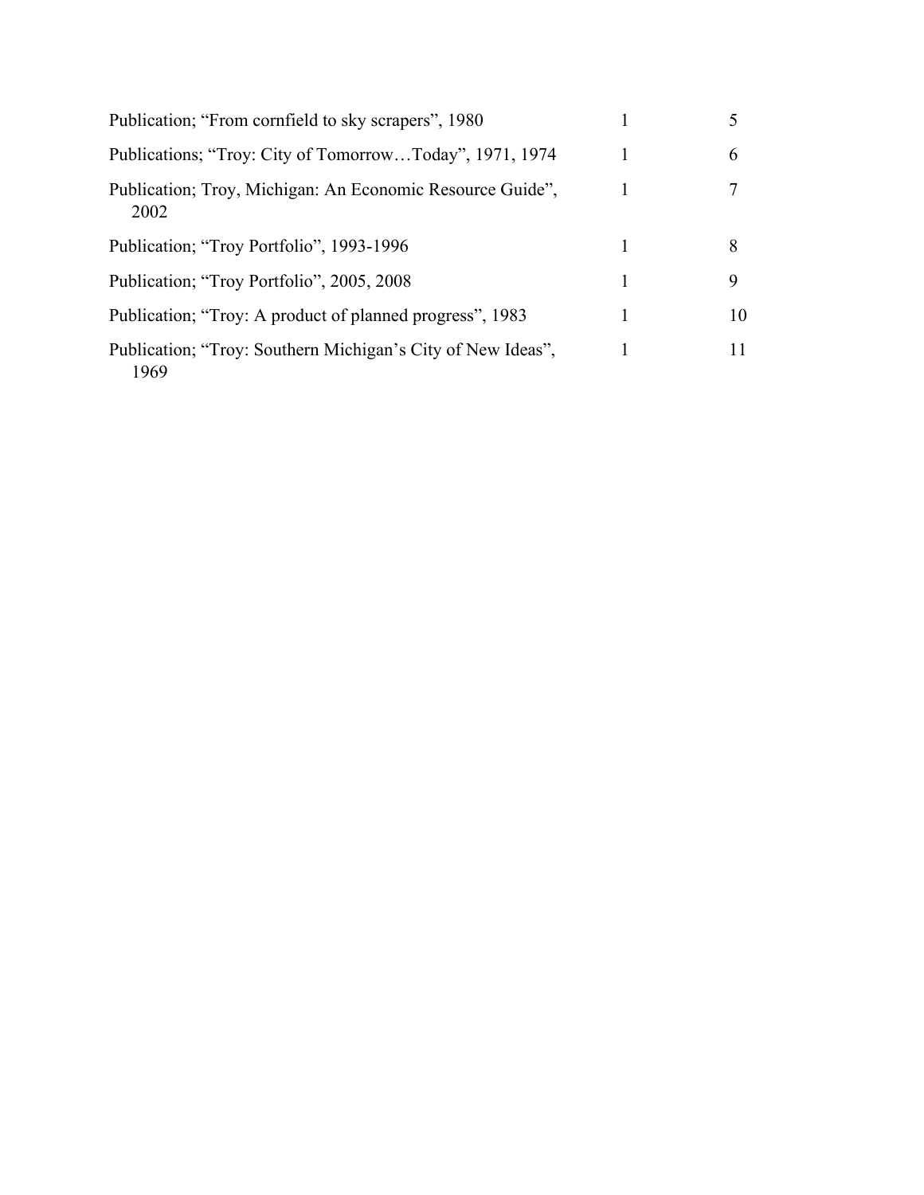| | | |
|---|---|---|
| Publication; "From cornfield to sky scrapers", 1980 | 1 | 5 |
| Publications; "Troy: City of Tomorrow…Today", 1971, 1974 | 1 | 6 |
| Publication; Troy, Michigan: An Economic Resource Guide", 2002 | 1 | 7 |
| Publication; "Troy Portfolio", 1993-1996 | 1 | 8 |
| Publication; "Troy Portfolio", 2005, 2008 | 1 | 9 |
| Publication; "Troy: A product of planned progress", 1983 | 1 | 10 |
| Publication; "Troy: Southern Michigan's City of New Ideas", 1969 | 1 | 11 |